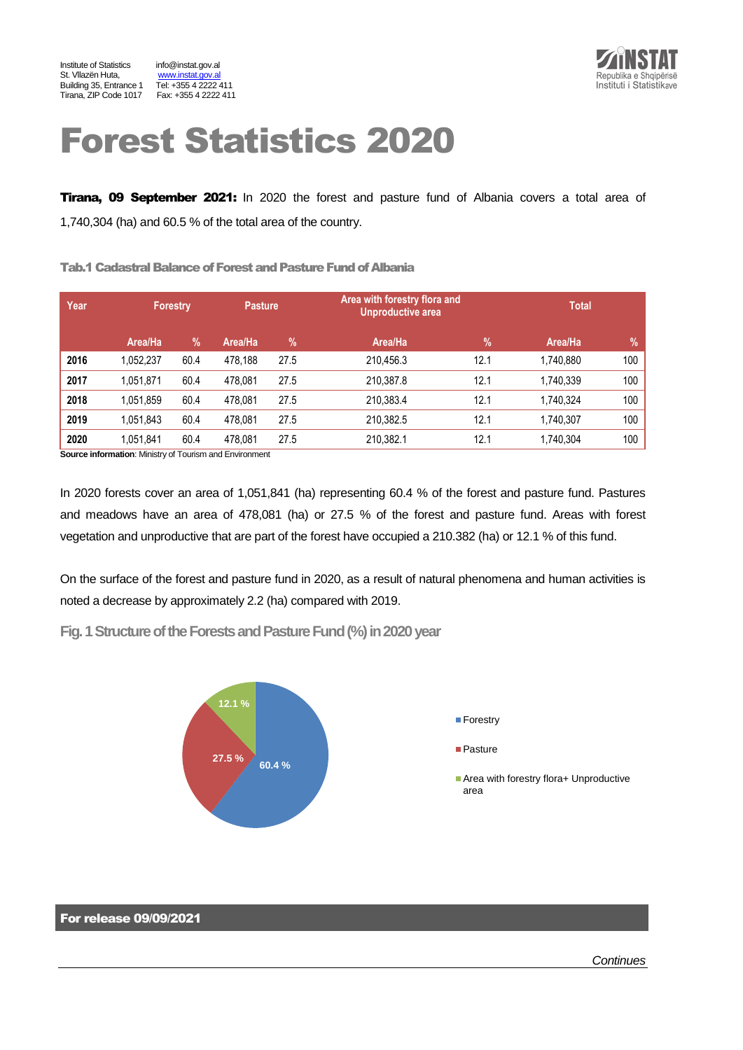Institute of Statistics
St. Vllazën Huta,
Building 35, Entrance 1
Tirana, ZIP Code 1017

info@instat.gov.al
www.instat.gov.al
Tel: +355 4 2222 411
Fax: +355 4 2222 411

# Forest Statistics 2020

**Tirana, 09 September 2021:** In 2020 the forest and pasture fund of Albania covers a total area of 1,740,304 (ha) and 60.5 % of the total area of the country.

### Tab.1 Cadastral Balance of Forest and Pasture Fund of Albania

| Year | Forestry | | Pasture | | Area with forestry flora and Unproductive area | | Total | |
|---|---|---|---|---|---|---|---|---|
| | Area/Ha | % | Area/Ha | % | Area/Ha | % | Area/Ha | % |
| **2016** | 1,052,237 | 60.4 | 478,188 | 27.5 | 210,456.3 | 12.1 | 1,740,880 | 100 |
| **2017** | 1,051,871 | 60.4 | 478,081 | 27.5 | 210,387.8 | 12.1 | 1,740,339 | 100 |
| **2018** | 1,051,859 | 60.4 | 478,081 | 27.5 | 210,383.4 | 12.1 | 1,740,324 | 100 |
| **2019** | 1,051,843 | 60.4 | 478,081 | 27.5 | 210,382.5 | 12.1 | 1,740,307 | 100 |
| **2020** | 1,051,841 | 60.4 | 478,081 | 27.5 | 210,382.1 | 12.1 | 1,740,304 | 100 |

**Source information**: Ministry of Tourism and Environment

In 2020 forests cover an area of 1,051,841 (ha) representing 60.4 % of the forest and pasture fund. Pastures and meadows have an area of 478,081 (ha) or 27.5 % of the forest and pasture fund. Areas with forest vegetation and unproductive that are part of the forest have occupied a 210.382 (ha) or 12.1 % of this fund.

On the surface of the forest and pasture fund in 2020, as a result of natural phenomena and human activities is noted a decrease by approximately 2.2 (ha) compared with 2019.

### Fig. 1 Structure of the Forests and Pasture Fund (%) in 2020 year

| Category | % |
|---|---|
| Forestry | 60.4 % |
| Pasture | 27.5 % |
| Area with forestry flora+ Unproductive area | 12.1 % |

**For release 09/09/2021**

*Continues*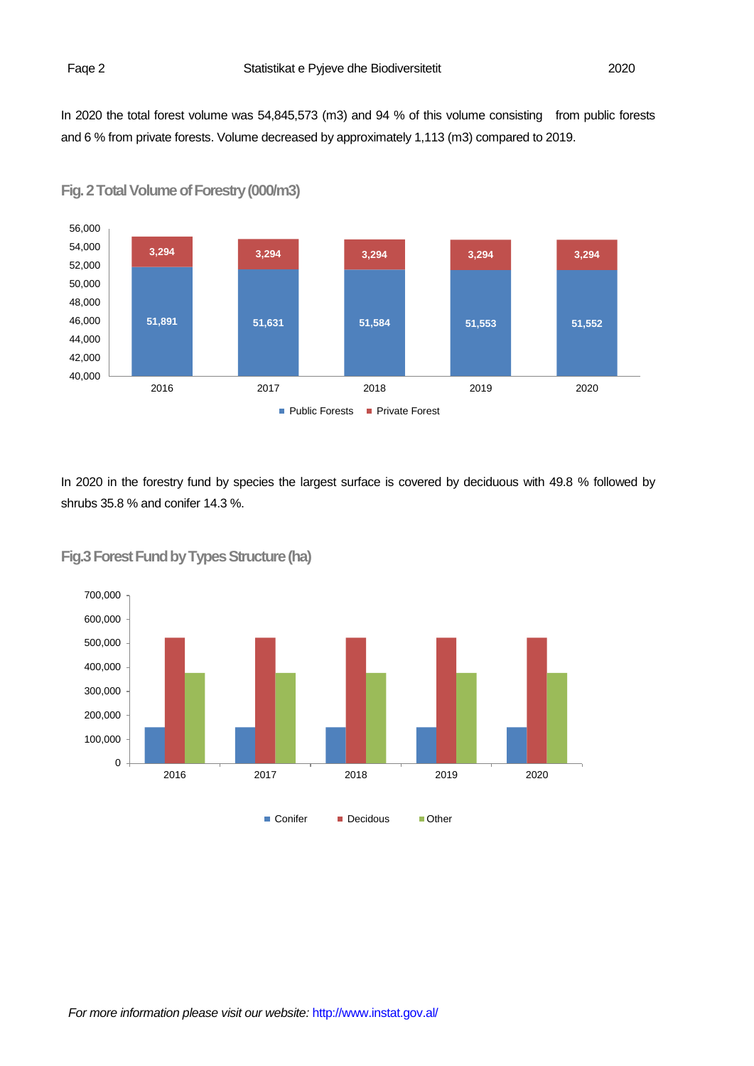In 2020 the total forest volume was 54,845,573 (m3) and 94 % of this volume consisting from public forests and 6 % from private forests. Volume decreased by approximately 1,113 (m3) compared to 2019.

**Fig. 2 Total Volume of Forestry (000/m3)**

| | 2016 | 2017 | 2018 | 2019 | 2020 |
|---|---|---|---|---|---|
| Public Forests | 51,891 | 51,631 | 51,584 | 51,553 | 51,552 |
| Private Forest | 3,294 | 3,294 | 3,294 | 3,294 | 3,294 |

In 2020 in the forestry fund by species the largest surface is covered by deciduous with 49.8 % followed by shrubs 35.8 % and conifer 14.3 %.

**Fig.3 Forest Fund by Types Structure (ha)**

Conifer · Decidous · Other (2016–2020)

For more information please visit our website: http://www.instat.gov.al/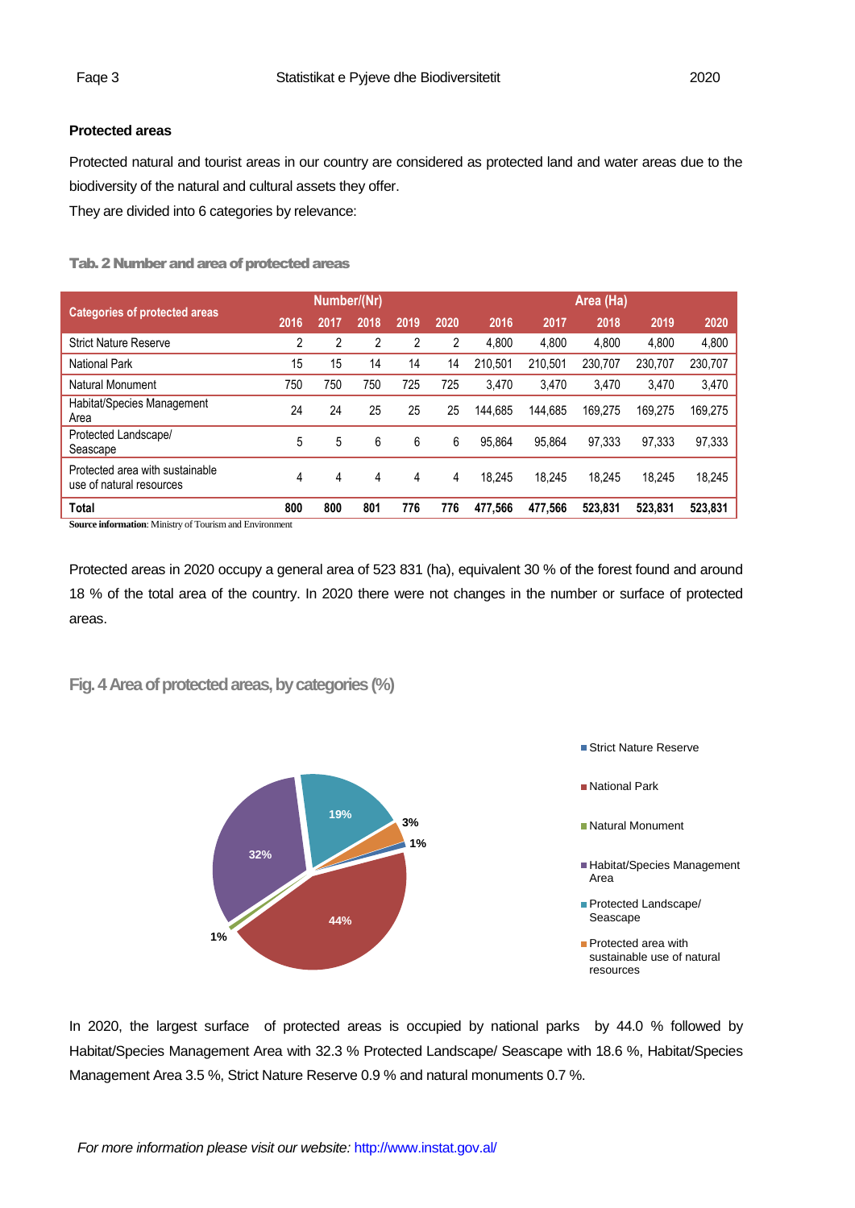**Protected areas**

Protected natural and tourist areas in our country are considered as protected land and water areas due to the biodiversity of the natural and cultural assets they offer.

They are divided into 6 categories by relevance:

**Tab. 2 Number and area of protected areas**

| Categories of protected areas | Number/(Nr) | | | | | Area (Ha) | | | | |
|---|---|---|---|---|---|---|---|---|---|---|
| | 2016 | 2017 | 2018 | 2019 | 2020 | 2016 | 2017 | 2018 | 2019 | 2020 |
| Strict Nature Reserve | 2 | 2 | 2 | 2 | 2 | 4,800 | 4,800 | 4,800 | 4,800 | 4,800 |
| National Park | 15 | 15 | 14 | 14 | 14 | 210,501 | 210,501 | 230,707 | 230,707 | 230,707 |
| Natural Monument | 750 | 750 | 750 | 725 | 725 | 3,470 | 3,470 | 3,470 | 3,470 | 3,470 |
| Habitat/Species Management Area | 24 | 24 | 25 | 25 | 25 | 144,685 | 144,685 | 169,275 | 169,275 | 169,275 |
| Protected Landscape/ Seascape | 5 | 5 | 6 | 6 | 6 | 95,864 | 95,864 | 97,333 | 97,333 | 97,333 |
| Protected area with sustainable use of natural resources | 4 | 4 | 4 | 4 | 4 | 18,245 | 18,245 | 18,245 | 18,245 | 18,245 |
| **Total** | **800** | **800** | **801** | **776** | **776** | **477,566** | **477,566** | **523,831** | **523,831** | **523,831** |

**Source information**: Ministry of Tourism and Environment

Protected areas in 2020 occupy a general area of 523 831 (ha), equivalent 30 % of the forest found and around 18 % of the total area of the country. In 2020 there were not changes in the number or surface of protected areas.

**Fig. 4 Area of protected areas, by categories (%)**

In 2020, the largest surface of protected areas is occupied by national parks by 44.0 % followed by Habitat/Species Management Area with 32.3 % Protected Landscape/ Seascape with 18.6 %, Habitat/Species Management Area 3.5 %, Strict Nature Reserve 0.9 % and natural monuments 0.7 %.

*For more information please visit our website:* http://www.instat.gov.al/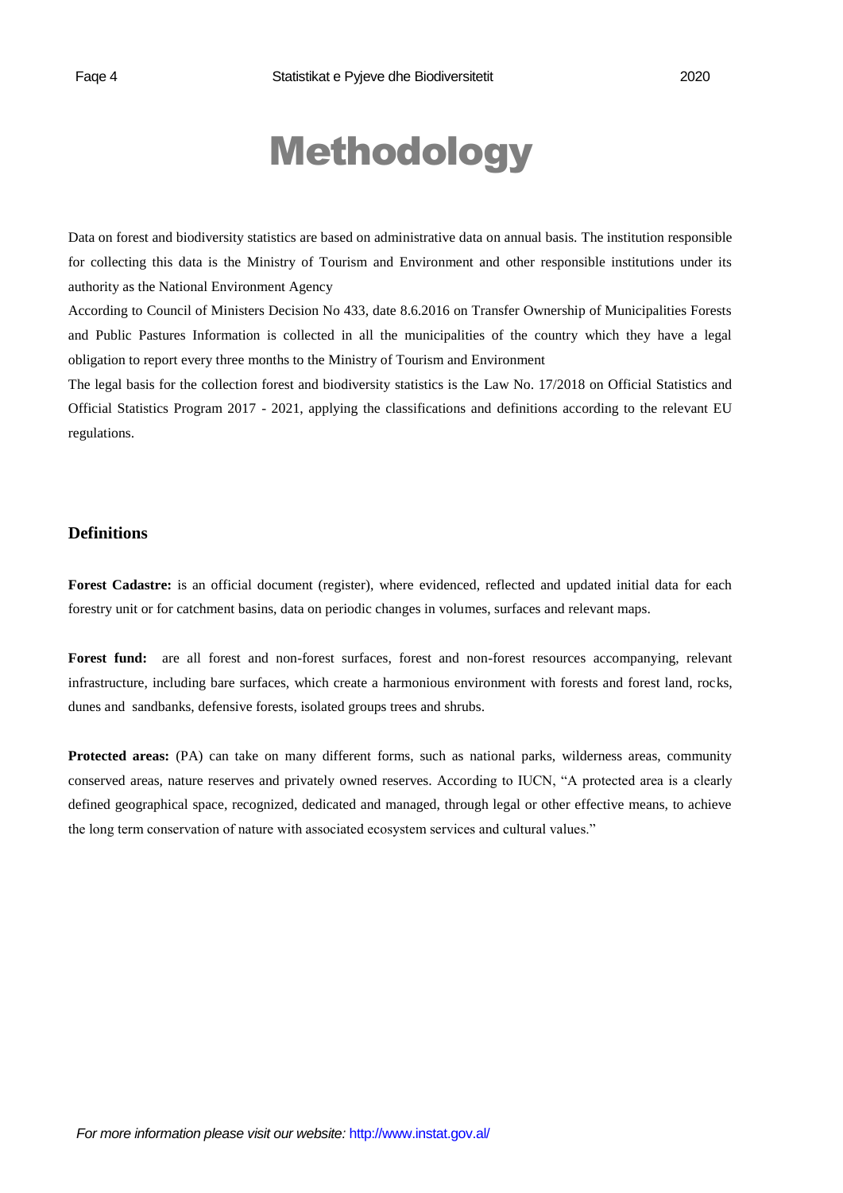# Methodology

Data on forest and biodiversity statistics are based on administrative data on annual basis. The institution responsible for collecting this data is the Ministry of Tourism and Environment and other responsible institutions under its authority as the National Environment Agency

According to Council of Ministers Decision No 433, date 8.6.2016 on Transfer Ownership of Municipalities Forests and Public Pastures Information is collected in all the municipalities of the country which they have a legal obligation to report every three months to the Ministry of Tourism and Environment

The legal basis for the collection forest and biodiversity statistics is the Law No. 17/2018 on Official Statistics and Official Statistics Program 2017 - 2021, applying the classifications and definitions according to the relevant EU regulations.

## Definitions

**Forest Cadastre:** is an official document (register), where evidenced, reflected and updated initial data for each forestry unit or for catchment basins, data on periodic changes in volumes, surfaces and relevant maps.

**Forest fund:** are all forest and non-forest surfaces, forest and non-forest resources accompanying, relevant infrastructure, including bare surfaces, which create a harmonious environment with forests and forest land, rocks, dunes and sandbanks, defensive forests, isolated groups trees and shrubs.

**Protected areas:** (PA) can take on many different forms, such as national parks, wilderness areas, community conserved areas, nature reserves and privately owned reserves. According to IUCN, "A protected area is a clearly defined geographical space, recognized, dedicated and managed, through legal or other effective means, to achieve the long term conservation of nature with associated ecosystem services and cultural values."